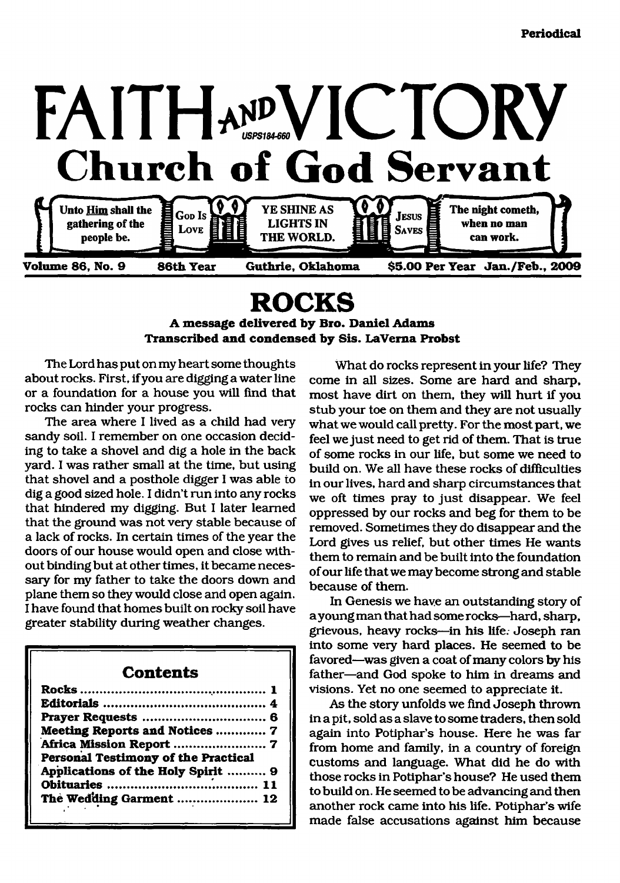Periodical

# FAITH AND VICTORY

USPS184-660

## Church of God Servant

Unto Him shall the gathering of the people be. | GOD IS LOVE | YE SHINE AS LIGHTS IN THE WORLD. | JESUS SAVES | The night cometh, when no man can work.

**Volume 86, No. 9 — 86th Year — Guthrie, Oklahoma — $5.00 Per Year — Jan./Feb., 2009**

# ROCKS

**A message delivered by Bro. Daniel Adams**
**Transcribed and condensed by Sis. LaVerna Probst**

The Lord has put on my heart some thoughts about rocks. First, if you are digging a water line or a foundation for a house you will find that rocks can hinder your progress.

The area where I lived as a child had very sandy soil. I remember on one occasion deciding to take a shovel and dig a hole in the back yard. I was rather small at the time, but using that shovel and a posthole digger I was able to dig a good sized hole. I didn't run into any rocks that hindered my digging. But I later learned that the ground was not very stable because of a lack of rocks. In certain times of the year the doors of our house would open and close without binding but at other times, it became necessary for my father to take the doors down and plane them so they would close and open again. I have found that homes built on rocky soil have greater stability during weather changes.

### Contents

| | |
|---|---|
| **Rocks** | **1** |
| **Editorials** | **4** |
| **Prayer Requests** | **6** |
| **Meeting Reports and Notices** | **7** |
| **Africa Mission Report** | **7** |
| **Personal Testimony of the Practical Applications of the Holy Spirit** | **9** |
| **Obituaries** | **11** |
| **The Wedding Garment** | **12** |

What do rocks represent in your life? They come in all sizes. Some are hard and sharp, most have dirt on them, they will hurt if you stub your toe on them and they are not usually what we would call pretty. For the most part, we feel we just need to get rid of them. That is true of some rocks in our life, but some we need to build on. We all have these rocks of difficulties in our lives, hard and sharp circumstances that we oft times pray to just disappear. We feel oppressed by our rocks and beg for them to be removed. Sometimes they do disappear and the Lord gives us relief, but other times He wants them to remain and be built into the foundation of our life that we may become strong and stable because of them.

In Genesis we have an outstanding story of a young man that had some rocks—hard, sharp, grievous, heavy rocks—in his life. Joseph ran into some very hard places. He seemed to be favored—was given a coat of many colors by his father—and God spoke to him in dreams and visions. Yet no one seemed to appreciate it.

As the story unfolds we find Joseph thrown in a pit, sold as a slave to some traders, then sold again into Potiphar's house. Here he was far from home and family, in a country of foreign customs and language. What did he do with those rocks in Potiphar's house? He used them to build on. He seemed to be advancing and then another rock came into his life. Potiphar's wife made false accusations against him because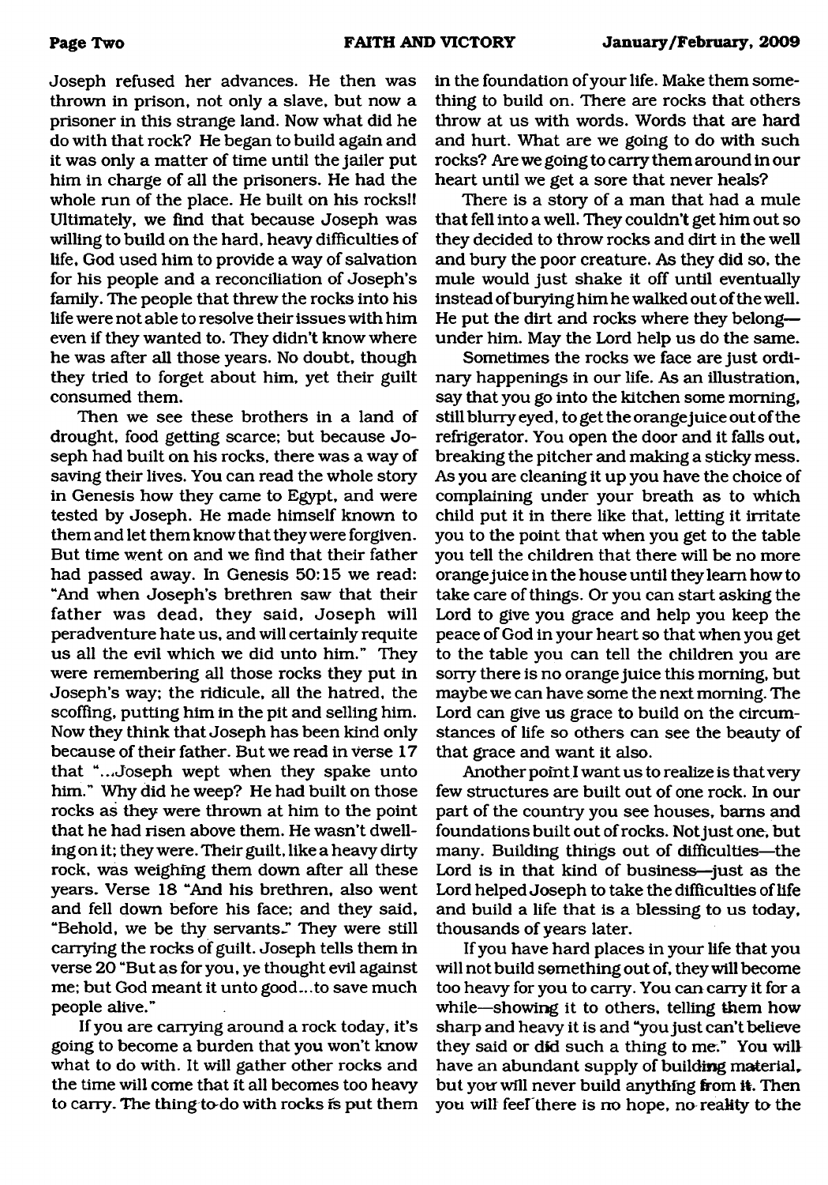Joseph refused her advances. He then was thrown in prison, not only a slave, but now a prisoner in this strange land. Now what did he do with that rock? He began to build again and it was only a matter of time until the jailer put him in charge of all the prisoners. He had the whole run of the place. He built on his rocks!! Ultimately, we find that because Joseph was willing to build on the hard, heavy difficulties of life, God used him to provide a way of salvation for his people and a reconciliation of Joseph's family. The people that threw the rocks into his life were not able to resolve their issues with him even if they wanted to. They didn't know where he was after all those years. No doubt, though they tried to forget about him, yet their guilt consumed them.

Then we see these brothers in a land of drought, food getting scarce; but because Joseph had built on his rocks, there was a way of saving their lives. You can read the whole story in Genesis how they came to Egypt, and were tested by Joseph. He made himself known to them and let them know that they were forgiven. But time went on and we find that their father had passed away. In Genesis 50:15 we read: "And when Joseph's brethren saw that their father was dead, they said, Joseph will peradventure hate us, and will certainly requite us all the evil which we did unto him." They were remembering all those rocks they put in Joseph's way; the ridicule, all the hatred, the scoffing, putting him in the pit and selling him. Now they think that Joseph has been kind only because of their father. But we read in verse 17 that "...Joseph wept when they spake unto him." Why did he weep? He had built on those rocks as they were thrown at him to the point that he had risen above them. He wasn't dwelling on it; they were. Their guilt, like a heavy dirty rock, was weighing them down after all these years. Verse 18 "And his brethren, also went and fell down before his face; and they said, "Behold, we be thy servants." They were still carrying the rocks of guilt. Joseph tells them in verse 20 "But as for you, ye thought evil against me; but God meant it unto good...to save much people alive."

If you are carrying around a rock today, it's going to become a burden that you won't know what to do with. It will gather other rocks and the time will come that it all becomes too heavy to carry. The thing to do with rocks is put them in the foundation of your life. Make them something to build on. There are rocks that others throw at us with words. Words that are hard and hurt. What are we going to do with such rocks? Are we going to carry them around in our heart until we get a sore that never heals?

There is a story of a man that had a mule that fell into a well. They couldn't get him out so they decided to throw rocks and dirt in the well and bury the poor creature. As they did so, the mule would just shake it off until eventually instead of burying him he walked out of the well. He put the dirt and rocks where they belong—under him. May the Lord help us do the same.

Sometimes the rocks we face are just ordinary happenings in our life. As an illustration, say that you go into the kitchen some morning, still blurry eyed, to get the orange juice out of the refrigerator. You open the door and it falls out, breaking the pitcher and making a sticky mess. As you are cleaning it up you have the choice of complaining under your breath as to which child put it in there like that, letting it irritate you to the point that when you get to the table you tell the children that there will be no more orange juice in the house until they learn how to take care of things. Or you can start asking the Lord to give you grace and help you keep the peace of God in your heart so that when you get to the table you can tell the children you are sorry there is no orange juice this morning, but maybe we can have some the next morning. The Lord can give us grace to build on the circumstances of life so others can see the beauty of that grace and want it also.

Another point I want us to realize is that very few structures are built out of one rock. In our part of the country you see houses, barns and foundations built out of rocks. Not just one, but many. Building things out of difficulties—the Lord is in that kind of business—just as the Lord helped Joseph to take the difficulties of life and build a life that is a blessing to us today, thousands of years later.

If you have hard places in your life that you will not build something out of, they will become too heavy for you to carry. You can carry it for a while—showing it to others, telling them how sharp and heavy it is and "you just can't believe they said or did such a thing to me." You will have an abundant supply of building material, but you will never build anything from it. Then you will feel there is no hope, no reality to the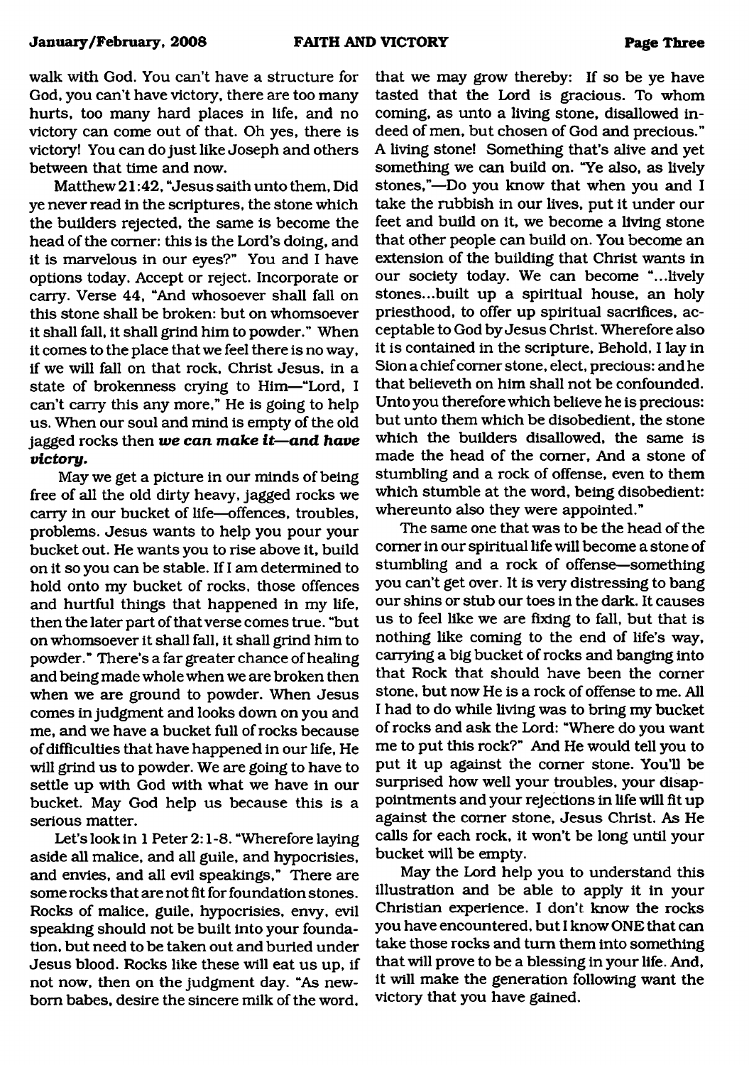walk with God. You can't have a structure for God, you can't have victory, there are too many hurts, too many hard places in life, and no victory can come out of that. Oh yes, there is victory! You can do just like Joseph and others between that time and now.

Matthew 21:42, "Jesus saith unto them, Did ye never read in the scriptures, the stone which the builders rejected, the same is become the head of the corner: this is the Lord's doing, and it is marvelous in our eyes?" You and I have options today. Accept or reject. Incorporate or carry. Verse 44, "And whosoever shall fall on this stone shall be broken: but on whomsoever it shall fall, it shall grind him to powder." When it comes to the place that we feel there is no way, if we will fall on that rock, Christ Jesus, in a state of brokenness crying to Him—"Lord, I can't carry this any more," He is going to help us. When our soul and mind is empty of the old jagged rocks then ***we can make it—and have victory.***

May we get a picture in our minds of being free of all the old dirty heavy, jagged rocks we carry in our bucket of life—offences, troubles, problems. Jesus wants to help you pour your bucket out. He wants you to rise above it, build on it so you can be stable. If I am determined to hold onto my bucket of rocks, those offences and hurtful things that happened in my life, then the later part of that verse comes true. "but on whomsoever it shall fall, it shall grind him to powder." There's a far greater chance of healing and being made whole when we are broken then when we are ground to powder. When Jesus comes in judgment and looks down on you and me, and we have a bucket full of rocks because of difficulties that have happened in our life, He will grind us to powder. We are going to have to settle up with God with what we have in our bucket. May God help us because this is a serious matter.

Let's look in 1 Peter 2:1-8. "Wherefore laying aside all malice, and all guile, and hypocrisies, and envies, and all evil speakings," There are some rocks that are not fit for foundation stones. Rocks of malice, guile, hypocrisies, envy, evil speaking should not be built into your foundation, but need to be taken out and buried under Jesus blood. Rocks like these will eat us up, if not now, then on the judgment day. "As newborn babes, desire the sincere milk of the word, that we may grow thereby: If so be ye have tasted that the Lord is gracious. To whom coming, as unto a living stone, disallowed indeed of men, but chosen of God and precious." A living stone! Something that's alive and yet something we can build on. "Ye also, as lively stones,"—Do you know that when you and I take the rubbish in our lives, put it under our feet and build on it, we become a living stone that other people can build on. You become an extension of the building that Christ wants in our society today. We can become "...lively stones...built up a spiritual house, an holy priesthood, to offer up spiritual sacrifices, acceptable to God by Jesus Christ. Wherefore also it is contained in the scripture, Behold, I lay in Sion a chief corner stone, elect, precious: and he that believeth on him shall not be confounded. Unto you therefore which believe he is precious: but unto them which be disobedient, the stone which the builders disallowed, the same is made the head of the corner, And a stone of stumbling and a rock of offense, even to them which stumble at the word, being disobedient: whereunto also they were appointed."

The same one that was to be the head of the corner in our spiritual life will become a stone of stumbling and a rock of offense—something you can't get over. It is very distressing to bang our shins or stub our toes in the dark. It causes us to feel like we are fixing to fall, but that is nothing like coming to the end of life's way, carrying a big bucket of rocks and banging into that Rock that should have been the corner stone, but now He is a rock of offense to me. All I had to do while living was to bring my bucket of rocks and ask the Lord: "Where do you want me to put this rock?" And He would tell you to put it up against the corner stone. You'll be surprised how well your troubles, your disappointments and your rejections in life will fit up against the corner stone, Jesus Christ. As He calls for each rock, it won't be long until your bucket will be empty.

May the Lord help you to understand this illustration and be able to apply it in your Christian experience. I don't know the rocks you have encountered, but I know ONE that can take those rocks and turn them into something that will prove to be a blessing in your life. And, it will make the generation following want the victory that you have gained.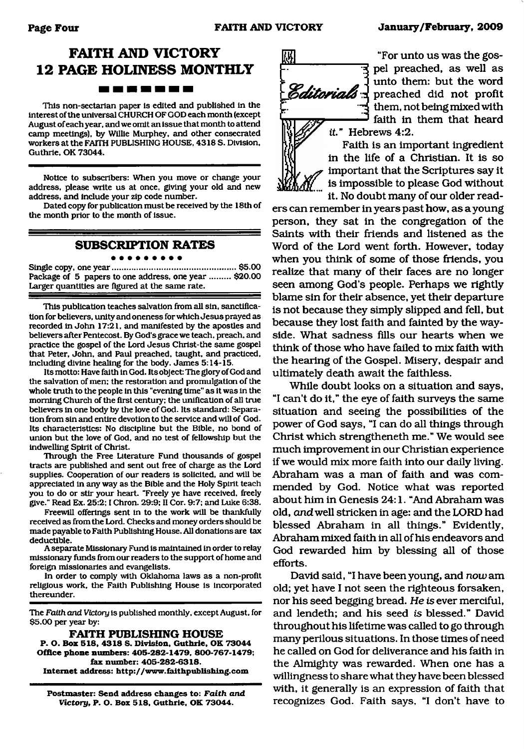# FAITH AND VICTORY 12 PAGE HOLINESS MONTHLY

This non-sectarian paper is edited and published in the interest of the universal CHURCH OF GOD each month (except August of each year, and we omit an issue that month to attend camp meetings), by Willie Murphey, and other consecrated workers at the FAITH PUBLISHING HOUSE, 4318 S. Division, Guthrie, OK 73044.

Notice to subscribers: When you move or change your address, please write us at once, giving your old and new address, and include your zip code number.

Dated copy for publication must be received by the 18th of the month prior to the month of issue.

## SUBSCRIPTION RATES

Single copy, one year ..................................................... $5.00
Package of 5 papers to one address, one year ......... $20.00
Larger quantities are figured at the same rate.

This publication teaches salvation from all sin, sanctification for believers, unity and oneness for which Jesus prayed as recorded in John 17:21, and manifested by the apostles and believers after Pentecost. By God's grace we teach, preach, and practice the gospel of the Lord Jesus Christ-the same gospel that Peter, John, and Paul preached, taught, and practiced, including divine healing for the body. James 5:14-15.

Its motto: Have faith in God. Its object: The glory of God and the salvation of men; the restoration and promulgation of the whole truth to the people in this "evening time" as it was in the morning Church of the first century; the unification of all true believers in one body by the love of God. Its standard: Separation from sin and entire devotion to the service and will of God. Its characteristics: No discipline but the Bible, no bond of union but the love of God, and no test of fellowship but the indwelling Spirit of Christ.

Through the Free Literature Fund thousands of gospel tracts are published and sent out free of charge as the Lord supplies. Cooperation of our readers is solicited, and will be appreciated in any way as the Bible and the Holy Spirit teach you to do or stir your heart. "Freely ye have received, freely give." Read Ex. 25:2; I Chron. 29:9; II Cor. 9:7; and Luke 6:38.

Freewill offerings sent in to the work will be thankfully received as from the Lord. Checks and money orders should be made payable to Faith Publishing House. All donations are tax deductible.

A separate Missionary Fund is maintained in order to relay missionary funds from our readers to the support of home and foreign missionaries and evangelists.

In order to comply with Oklahoma laws as a non-profit religious work, the Faith Publishing House is incorporated thereunder.

The *Faith and Victory* is published monthly, except August, for $5.00 per year by:

**FAITH PUBLISHING HOUSE**
**P. O. Box 518, 4318 S. Division, Guthrie, OK 73044**
**Office phone numbers: 405-282-1479, 800-767-1479; fax number: 405-282-6318.**
**Internet address: http://www.faithpublishing.com**

**Postmaster: Send address changes to: *Faith and Victory*, P. O. Box 518, Guthrie, OK 73044.**

## Editorials

"For unto us was the gospel preached, as well as unto them: but the word preached did not profit them, not being mixed with faith in them that heard it." Hebrews 4:2.

Faith is an important ingredient in the life of a Christian. It is so important that the Scriptures say it is impossible to please God without it. No doubt many of our older readers can remember in years past how, as a young person, they sat in the congregation of the Saints with their friends and listened as the Word of the Lord went forth. However, today when you think of some of those friends, you realize that many of their faces are no longer seen among God's people. Perhaps we rightly blame sin for their absence, yet their departure is not because they simply slipped and fell, but because they lost faith and fainted by the wayside. What sadness fills our hearts when we think of those who have failed to mix faith with the hearing of the Gospel. Misery, despair and ultimately death await the faithless.

While doubt looks on a situation and says, "I can't do it," the eye of faith surveys the same situation and seeing the possibilities of the power of God says, "I can do all things through Christ which strengtheneth me." We would see much improvement in our Christian experience if we would mix more faith into our daily living. Abraham was a man of faith and was commended by God. Notice what was reported about him in Genesis 24:1. "And Abraham was old, *and* well stricken in age: and the LORD had blessed Abraham in all things." Evidently, Abraham mixed faith in all of his endeavors and God rewarded him by blessing all of those efforts.

David said, "I have been young, and *now* am old; yet have I not seen the righteous forsaken, nor his seed begging bread. *He is* ever merciful, and lendeth; and his seed *is* blessed." David throughout his lifetime was called to go through many perilous situations. In those times of need he called on God for deliverance and his faith in the Almighty was rewarded. When one has a willingness to share what they have been blessed with, it generally is an expression of faith that recognizes God. Faith says, "I don't have to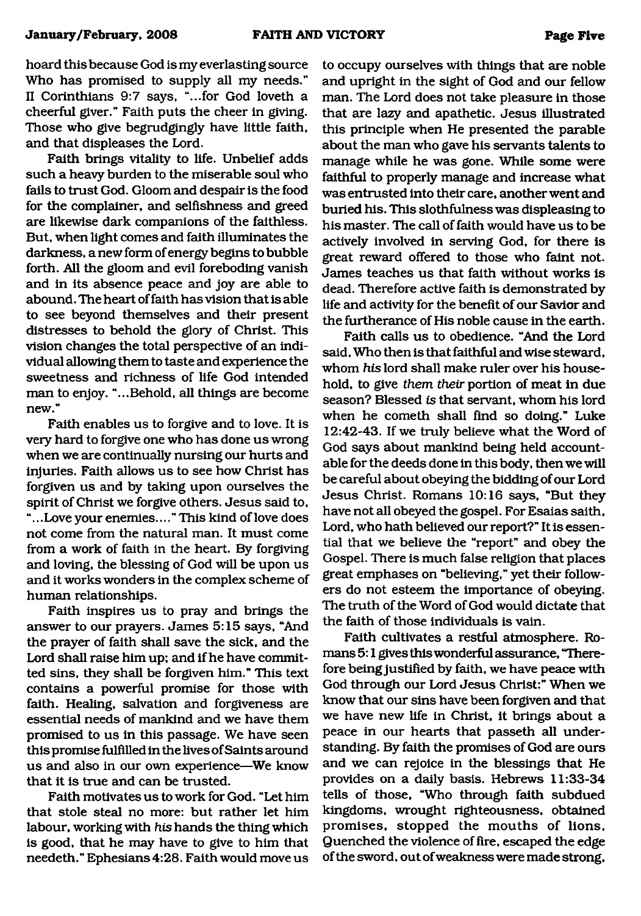hoard this because God is my everlasting source Who has promised to supply all my needs." II Corinthians 9:7 says, "...for God loveth a cheerful giver." Faith puts the cheer in giving. Those who give begrudgingly have little faith, and that displeases the Lord.

Faith brings vitality to life. Unbelief adds such a heavy burden to the miserable soul who fails to trust God. Gloom and despair is the food for the complainer, and selfishness and greed are likewise dark companions of the faithless. But, when light comes and faith illuminates the darkness, a new form of energy begins to bubble forth. All the gloom and evil foreboding vanish and in its absence peace and joy are able to abound. The heart of faith has vision that is able to see beyond themselves and their present distresses to behold the glory of Christ. This vision changes the total perspective of an individual allowing them to taste and experience the sweetness and richness of life God intended man to enjoy. "...Behold, all things are become new."

Faith enables us to forgive and to love. It is very hard to forgive one who has done us wrong when we are continually nursing our hurts and injuries. Faith allows us to see how Christ has forgiven us and by taking upon ourselves the spirit of Christ we forgive others. Jesus said to, "...Love your enemies...." This kind of love does not come from the natural man. It must come from a work of faith in the heart. By forgiving and loving, the blessing of God will be upon us and it works wonders in the complex scheme of human relationships.

Faith inspires us to pray and brings the answer to our prayers. James 5:15 says, "And the prayer of faith shall save the sick, and the Lord shall raise him up; and if he have committed sins, they shall be forgiven him." This text contains a powerful promise for those with faith. Healing, salvation and forgiveness are essential needs of mankind and we have them promised to us in this passage. We have seen this promise fulfilled in the lives of Saints around us and also in our own experience—We know that it is true and can be trusted.

Faith motivates us to work for God. "Let him that stole steal no more: but rather let him labour, working with *his* hands the thing which is good, that he may have to give to him that needeth." Ephesians 4:28. Faith would move us to occupy ourselves with things that are noble and upright in the sight of God and our fellow man. The Lord does not take pleasure in those that are lazy and apathetic. Jesus illustrated this principle when He presented the parable about the man who gave his servants talents to manage while he was gone. While some were faithful to properly manage and increase what was entrusted into their care, another went and buried his. This slothfulness was displeasing to his master. The call of faith would have us to be actively involved in serving God, for there is great reward offered to those who faint not. James teaches us that faith without works is dead. Therefore active faith is demonstrated by life and activity for the benefit of our Savior and the furtherance of His noble cause in the earth.

Faith calls us to obedience. "And the Lord said, Who then is that faithful and wise steward, whom *his* lord shall make ruler over his household, to give *them their* portion of meat in due season? Blessed *is* that servant, whom his lord when he cometh shall find so doing." Luke 12:42-43. If we truly believe what the Word of God says about mankind being held accountable for the deeds done in this body, then we will be careful about obeying the bidding of our Lord Jesus Christ. Romans 10:16 says, "But they have not all obeyed the gospel. For Esaias saith, Lord, who hath believed our report?" It is essential that we believe the "report" and obey the Gospel. There is much false religion that places great emphases on "believing," yet their followers do not esteem the importance of obeying. The truth of the Word of God would dictate that the faith of those individuals is vain.

Faith cultivates a restful atmosphere. Romans 5:1 gives this wonderful assurance, "Therefore being justified by faith, we have peace with God through our Lord Jesus Christ:" When we know that our sins have been forgiven and that we have new life in Christ, it brings about a peace in our hearts that passeth all understanding. By faith the promises of God are ours and we can rejoice in the blessings that He provides on a daily basis. Hebrews 11:33-34 tells of those, "Who through faith subdued kingdoms, wrought righteousness, obtained promises, stopped the mouths of lions, Quenched the violence of fire, escaped the edge of the sword, out of weakness were made strong,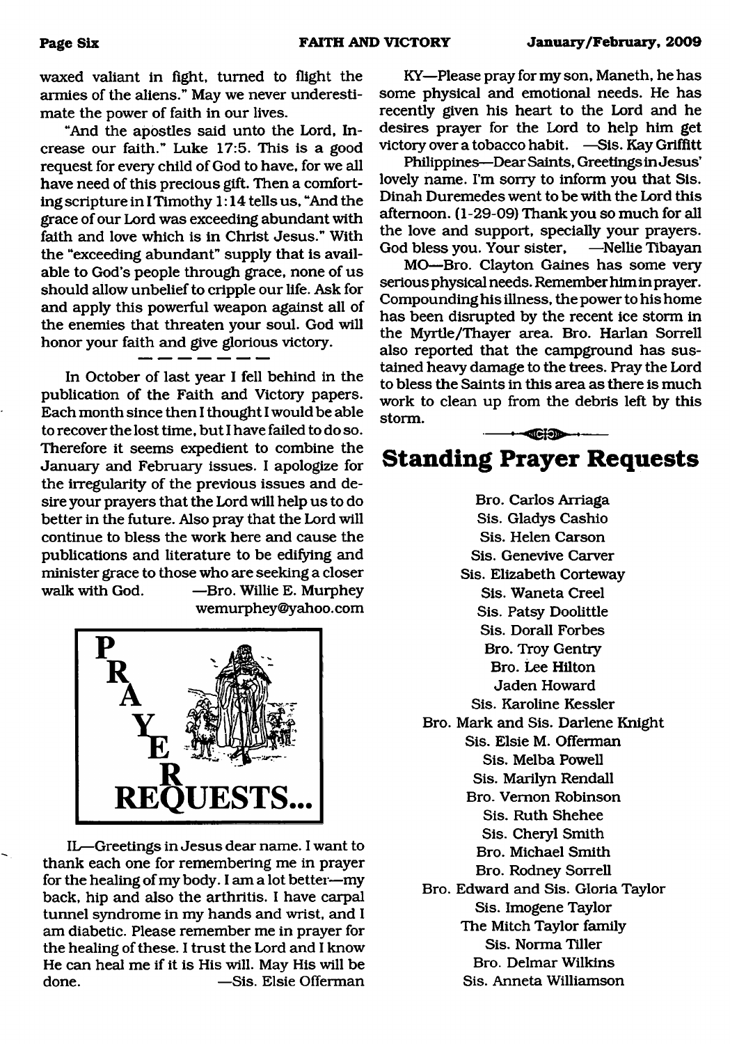waxed valiant in fight, turned to flight the armies of the aliens." May we never underestimate the power of faith in our lives.

"And the apostles said unto the Lord, Increase our faith." Luke 17:5. This is a good request for every child of God to have, for we all have need of this precious gift. Then a comforting scripture in I Timothy 1:14 tells us, "And the grace of our Lord was exceeding abundant with faith and love which is in Christ Jesus." With the "exceeding abundant" supply that is available to God's people through grace, none of us should allow unbelief to cripple our life. Ask for and apply this powerful weapon against all of the enemies that threaten your soul. God will honor your faith and give glorious victory.

— — — — — — —

In October of last year I fell behind in the publication of the Faith and Victory papers. Each month since then I thought I would be able to recover the lost time, but I have failed to do so. Therefore it seems expedient to combine the January and February issues. I apologize for the irregularity of the previous issues and desire your prayers that the Lord will help us to do better in the future. Also pray that the Lord will continue to bless the work here and cause the publications and literature to be edifying and minister grace to those who are seeking a closer walk with God. —Bro. Willie E. Murphey
wemurphey@yahoo.com

# PRAYER REQUESTS...

IL—Greetings in Jesus dear name. I want to thank each one for remembering me in prayer for the healing of my body. I am a lot better—my back, hip and also the arthritis. I have carpal tunnel syndrome in my hands and wrist, and I am diabetic. Please remember me in prayer for the healing of these. I trust the Lord and I know He can heal me if it is His will. May His will be done. —Sis. Elsie Offerman

KY—Please pray for my son, Maneth, he has some physical and emotional needs. He has recently given his heart to the Lord and he desires prayer for the Lord to help him get victory over a tobacco habit. —Sis. Kay Griffitt

Philippines—Dear Saints, Greetings in Jesus' lovely name. I'm sorry to inform you that Sis. Dinah Duremedes went to be with the Lord this afternoon. (1-29-09) Thank you so much for all the love and support, specially your prayers. God bless you. Your sister, —Nellie Tibayan

MO—Bro. Clayton Gaines has some very serious physical needs. Remember him in prayer. Compounding his illness, the power to his home has been disrupted by the recent ice storm in the Myrtle/Thayer area. Bro. Harlan Sorrell also reported that the campground has sustained heavy damage to the trees. Pray the Lord to bless the Saints in this area as there is much work to clean up from the debris left by this storm.

## Standing Prayer Requests

Bro. Carlos Arriaga
Sis. Gladys Cashio
Sis. Helen Carson
Sis. Genevive Carver
Sis. Elizabeth Corteway
Sis. Waneta Creel
Sis. Patsy Doolittle
Sis. Dorall Forbes
Bro. Troy Gentry
Bro. Lee Hilton
Jaden Howard
Sis. Karoline Kessler
Bro. Mark and Sis. Darlene Knight
Sis. Elsie M. Offerman
Sis. Melba Powell
Sis. Marilyn Rendall
Bro. Vernon Robinson
Sis. Ruth Shehee
Sis. Cheryl Smith
Bro. Michael Smith
Bro. Rodney Sorrell
Bro. Edward and Sis. Gloria Taylor
Sis. Imogene Taylor
The Mitch Taylor family
Sis. Norma Tiller
Bro. Delmar Wilkins
Sis. Anneta Williamson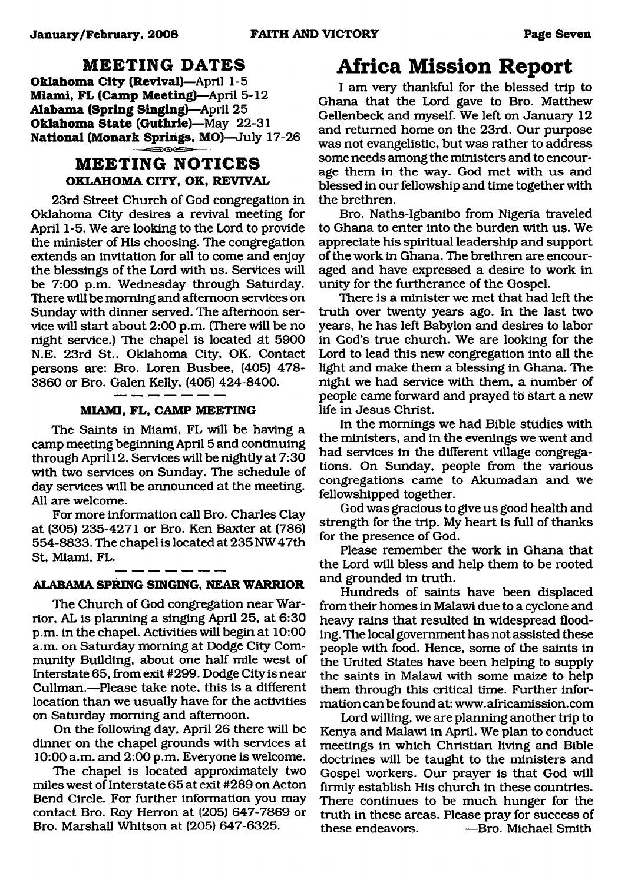## MEETING DATES

**Oklahoma City (Revival)**—April 1-5
**Miami, FL (Camp Meeting)**—April 5-12
**Alabama (Spring Singing)**—April 25
**Oklahoma State (Guthrie)**—May 22-31
**National (Monark Springs, MO)**—July 17-26

## MEETING NOTICES

### OKLAHOMA CITY, OK, REVIVAL

23rd Street Church of God congregation in Oklahoma City desires a revival meeting for April 1-5. We are looking to the Lord to provide the minister of His choosing. The congregation extends an invitation for all to come and enjoy the blessings of the Lord with us. Services will be 7:00 p.m. Wednesday through Saturday. There will be morning and afternoon services on Sunday with dinner served. The afternoon service will start about 2:00 p.m. (There will be no night service.) The chapel is located at 5900 N.E. 23rd St., Oklahoma City, OK. Contact persons are: Bro. Loren Busbee, (405) 478-3860 or Bro. Galen Kelly, (405) 424-8400.

### MIAMI, FL, CAMP MEETING

The Saints in Miami, FL will be having a camp meeting beginning April 5 and continuing through April 12. Services will be nightly at 7:30 with two services on Sunday. The schedule of day services will be announced at the meeting. All are welcome.

For more information call Bro. Charles Clay at (305) 235-4271 or Bro. Ken Baxter at (786) 554-8833. The chapel is located at 235 NW 47th St, Miami, FL.

### ALABAMA SPRING SINGING, NEAR WARRIOR

The Church of God congregation near Warrior, AL is planning a singing April 25, at 6:30 p.m. in the chapel. Activities will begin at 10:00 a.m. on Saturday morning at Dodge City Community Building, about one half mile west of Interstate 65, from exit #299. Dodge City is near Cullman.—Please take note, this is a different location than we usually have for the activities on Saturday morning and afternoon.

On the following day, April 26 there will be dinner on the chapel grounds with services at 10:00 a.m. and 2:00 p.m. Everyone is welcome.

The chapel is located approximately two miles west of Interstate 65 at exit #289 on Acton Bend Circle. For further information you may contact Bro. Roy Herron at (205) 647-7869 or Bro. Marshall Whitson at (205) 647-6325.

# Africa Mission Report

I am very thankful for the blessed trip to Ghana that the Lord gave to Bro. Matthew Gellenbeck and myself. We left on January 12 and returned home on the 23rd. Our purpose was not evangelistic, but was rather to address some needs among the ministers and to encourage them in the way. God met with us and blessed in our fellowship and time together with the brethren.

Bro. Naths-Igbanibo from Nigeria traveled to Ghana to enter into the burden with us. We appreciate his spiritual leadership and support of the work in Ghana. The brethren are encouraged and have expressed a desire to work in unity for the furtherance of the Gospel.

There is a minister we met that had left the truth over twenty years ago. In the last two years, he has left Babylon and desires to labor in God's true church. We are looking for the Lord to lead this new congregation into all the light and make them a blessing in Ghana. The night we had service with them, a number of people came forward and prayed to start a new life in Jesus Christ.

In the mornings we had Bible studies with the ministers, and in the evenings we went and had services in the different village congregations. On Sunday, people from the various congregations came to Akumadan and we fellowshipped together.

God was gracious to give us good health and strength for the trip. My heart is full of thanks for the presence of God.

Please remember the work in Ghana that the Lord will bless and help them to be rooted and grounded in truth.

Hundreds of saints have been displaced from their homes in Malawi due to a cyclone and heavy rains that resulted in widespread flooding. The local government has not assisted these people with food. Hence, some of the saints in the United States have been helping to supply the saints in Malawi with some maize to help them through this critical time. Further information can be found at: www.africamission.com

Lord willing, we are planning another trip to Kenya and Malawi in April. We plan to conduct meetings in which Christian living and Bible doctrines will be taught to the ministers and Gospel workers. Our prayer is that God will firmly establish His church in these countries. There continues to be much hunger for the truth in these areas. Please pray for success of these endeavors. —Bro. Michael Smith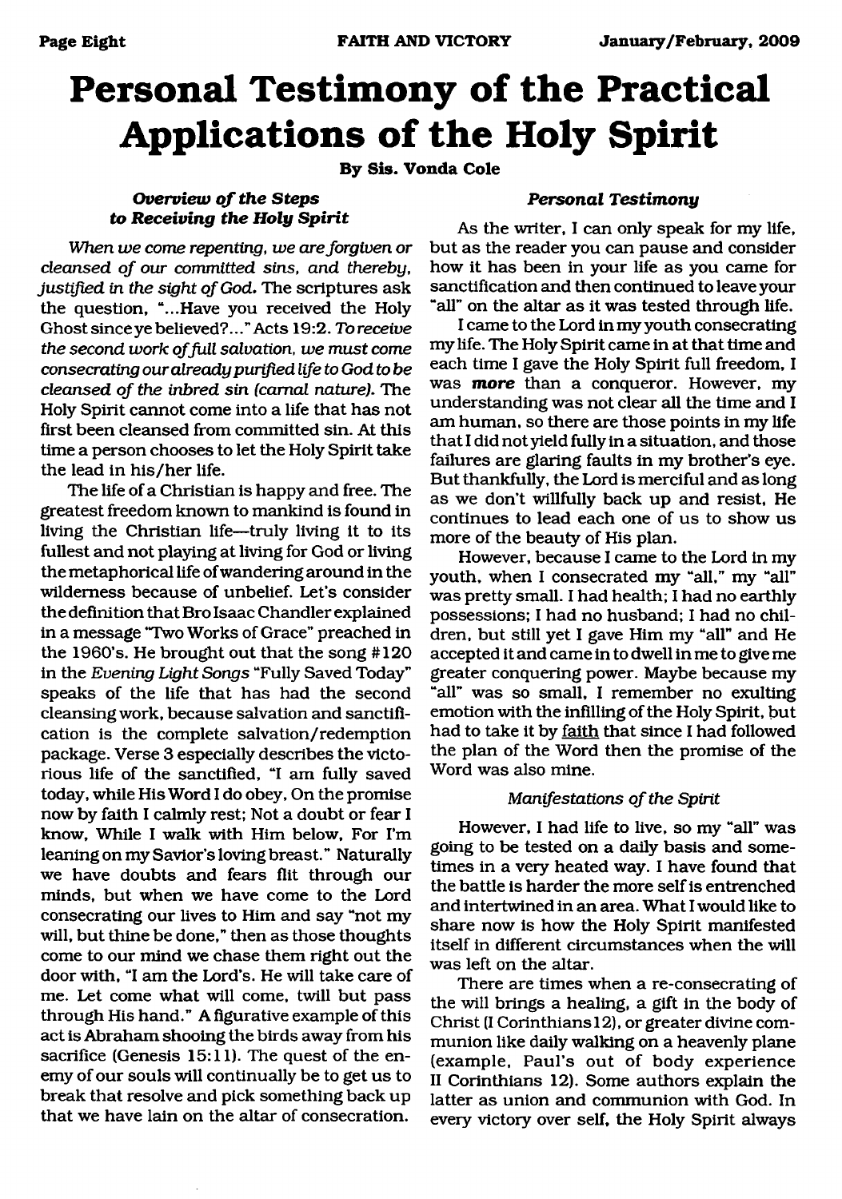# Personal Testimony of the Practical Applications of the Holy Spirit

By Sis. Vonda Cole

### *Overview of the Steps to Receiving the Holy Spirit*

*When we come repenting, we are forgiven or cleansed of our committed sins, and thereby, justified in the sight of God.* The scriptures ask the question, "...Have you received the Holy Ghost since ye believed?..." Acts 19:2. *To receive the second work of full salvation, we must come consecrating our already purified life to God to be cleansed of the inbred sin (carnal nature).* The Holy Spirit cannot come into a life that has not first been cleansed from committed sin. At this time a person chooses to let the Holy Spirit take the lead in his/her life.

The life of a Christian is happy and free. The greatest freedom known to mankind is found in living the Christian life—truly living it to its fullest and not playing at living for God or living the metaphorical life of wandering around in the wilderness because of unbelief. Let's consider the definition that Bro Isaac Chandler explained in a message "Two Works of Grace" preached in the 1960's. He brought out that the song #120 in the *Evening Light Songs* "Fully Saved Today" speaks of the life that has had the second cleansing work, because salvation and sanctification is the complete salvation/redemption package. Verse 3 especially describes the victorious life of the sanctified, "I am fully saved today, while His Word I do obey, On the promise now by faith I calmly rest; Not a doubt or fear I know, While I walk with Him below, For I'm leaning on my Savior's loving breast." Naturally we have doubts and fears flit through our minds, but when we have come to the Lord consecrating our lives to Him and say "not my will, but thine be done," then as those thoughts come to our mind we chase them right out the door with, "I am the Lord's. He will take care of me. Let come what will come, twill but pass through His hand." A figurative example of this act is Abraham shooing the birds away from his sacrifice (Genesis 15:11). The quest of the enemy of our souls will continually be to get us to break that resolve and pick something back up that we have lain on the altar of consecration.

### *Personal Testimony*

As the writer, I can only speak for my life, but as the reader you can pause and consider how it has been in your life as you came for sanctification and then continued to leave your "all" on the altar as it was tested through life.

I came to the Lord in my youth consecrating my life. The Holy Spirit came in at that time and each time I gave the Holy Spirit full freedom, I was ***more*** than a conqueror. However, my understanding was not clear all the time and I am human, so there are those points in my life that I did not yield fully in a situation, and those failures are glaring faults in my brother's eye. But thankfully, the Lord is merciful and as long as we don't willfully back up and resist, He continues to lead each one of us to show us more of the beauty of His plan.

However, because I came to the Lord in my youth, when I consecrated my "all," my "all" was pretty small. I had health; I had no earthly possessions; I had no husband; I had no children, but still yet I gave Him my "all" and He accepted it and came in to dwell in me to give me greater conquering power. Maybe because my "all" was so small, I remember no exulting emotion with the infilling of the Holy Spirit, but had to take it by faith that since I had followed the plan of the Word then the promise of the Word was also mine.

#### *Manifestations of the Spirit*

However, I had life to live, so my "all" was going to be tested on a daily basis and sometimes in a very heated way. I have found that the battle is harder the more self is entrenched and intertwined in an area. What I would like to share now is how the Holy Spirit manifested itself in different circumstances when the will was left on the altar.

There are times when a re-consecrating of the will brings a healing, a gift in the body of Christ (I Corinthians 12), or greater divine communion like daily walking on a heavenly plane (example, Paul's out of body experience II Corinthians 12). Some authors explain the latter as union and communion with God. In every victory over self, the Holy Spirit always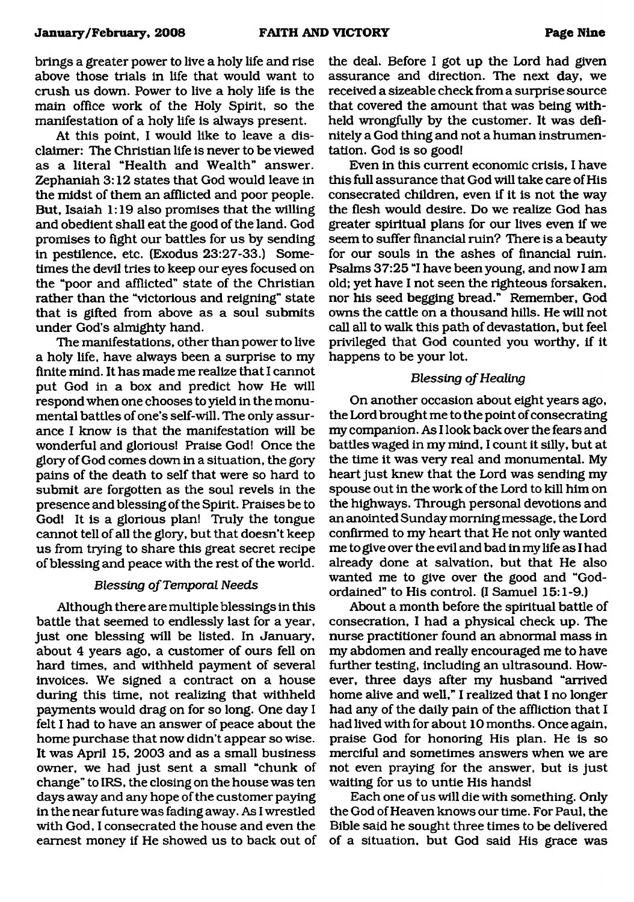brings a greater power to live a holy life and rise above those trials in life that would want to crush us down. Power to live a holy life is the main office work of the Holy Spirit, so the manifestation of a holy life is always present.

At this point, I would like to leave a disclaimer: The Christian life is never to be viewed as a literal "Health and Wealth" answer. Zephaniah 3:12 states that God would leave in the midst of them an afflicted and poor people. But, Isaiah 1:19 also promises that the willing and obedient shall eat the good of the land. God promises to fight our battles for us by sending in pestilence, etc. (Exodus 23:27-33.) Sometimes the devil tries to keep our eyes focused on the "poor and afflicted" state of the Christian rather than the "victorious and reigning" state that is gifted from above as a soul submits under God's almighty hand.

The manifestations, other than power to live a holy life, have always been a surprise to my finite mind. It has made me realize that I cannot put God in a box and predict how He will respond when one chooses to yield in the monumental battles of one's self-will. The only assurance I know is that the manifestation will be wonderful and glorious! Praise God! Once the glory of God comes down in a situation, the gory pains of the death to self that were so hard to submit are forgotten as the soul revels in the presence and blessing of the Spirit. Praises be to God! It is a glorious plan! Truly the tongue cannot tell of all the glory, but that doesn't keep us from trying to share this great secret recipe of blessing and peace with the rest of the world.

*Blessing of Temporal Needs*

Although there are multiple blessings in this battle that seemed to endlessly last for a year, just one blessing will be listed. In January, about 4 years ago, a customer of ours fell on hard times, and withheld payment of several invoices. We signed a contract on a house during this time, not realizing that withheld payments would drag on for so long. One day I felt I had to have an answer of peace about the home purchase that now didn't appear so wise. It was April 15, 2003 and as a small business owner, we had just sent a small "chunk of change" to IRS, the closing on the house was ten days away and any hope of the customer paying in the near future was fading away. As I wrestled with God, I consecrated the house and even the earnest money if He showed us to back out of the deal. Before I got up the Lord had given assurance and direction. The next day, we received a sizeable check from a surprise source that covered the amount that was being withheld wrongfully by the customer. It was definitely a God thing and not a human instrumentation. God is so good!

Even in this current economic crisis, I have this full assurance that God will take care of His consecrated children, even if it is not the way the flesh would desire. Do we realize God has greater spiritual plans for our lives even if we seem to suffer financial ruin? There is a beauty for our souls in the ashes of financial ruin. Psalms 37:25 "I have been young, and now I am old; yet have I not seen the righteous forsaken, nor his seed begging bread." Remember, God owns the cattle on a thousand hills. He will not call all to walk this path of devastation, but feel privileged that God counted you worthy, if it happens to be your lot.

*Blessing of Healing*

On another occasion about eight years ago, the Lord brought me to the point of consecrating my companion. As I look back over the fears and battles waged in my mind, I count it silly, but at the time it was very real and monumental. My heart just knew that the Lord was sending my spouse out in the work of the Lord to kill him on the highways. Through personal devotions and an anointed Sunday morning message, the Lord confirmed to my heart that He not only wanted me to give over the evil and bad in my life as I had already done at salvation, but that He also wanted me to give over the good and "God-ordained" to His control. (I Samuel 15:1-9.)

About a month before the spiritual battle of consecration, I had a physical check up. The nurse practitioner found an abnormal mass in my abdomen and really encouraged me to have further testing, including an ultrasound. However, three days after my husband "arrived home alive and well," I realized that I no longer had any of the daily pain of the affliction that I had lived with for about 10 months. Once again, praise God for honoring His plan. He is so merciful and sometimes answers when we are not even praying for the answer, but is just waiting for us to untie His hands!

Each one of us will die with something. Only the God of Heaven knows our time. For Paul, the Bible said he sought three times to be delivered of a situation, but God said His grace was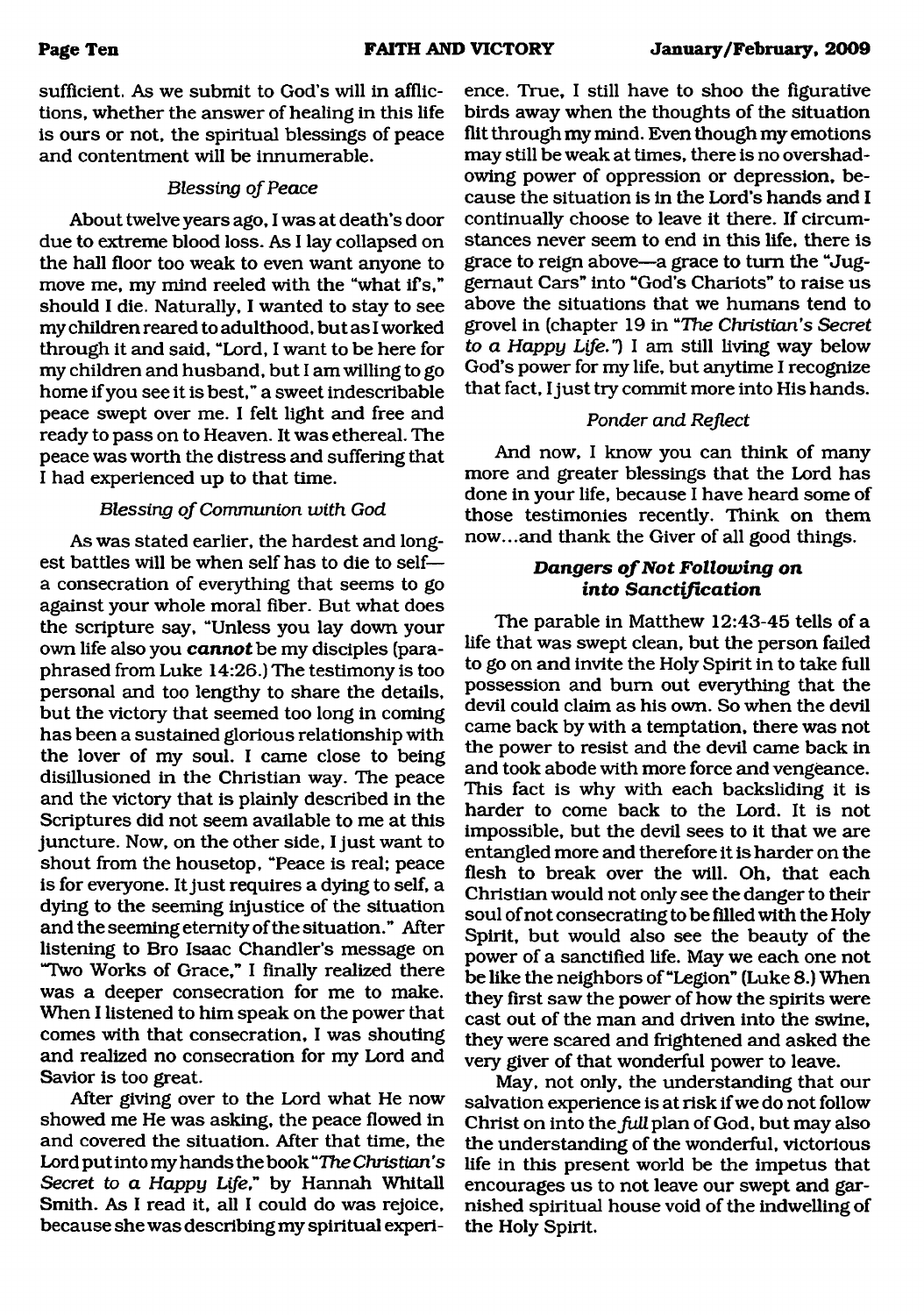sufficient. As we submit to God's will in afflictions, whether the answer of healing in this life is ours or not, the spiritual blessings of peace and contentment will be innumerable.

*Blessing of Peace*

About twelve years ago, I was at death's door due to extreme blood loss. As I lay collapsed on the hall floor too weak to even want anyone to move me, my mind reeled with the "what if's," should I die. Naturally, I wanted to stay to see my children reared to adulthood, but as I worked through it and said, "Lord, I want to be here for my children and husband, but I am willing to go home if you see it is best," a sweet indescribable peace swept over me. I felt light and free and ready to pass on to Heaven. It was ethereal. The peace was worth the distress and suffering that I had experienced up to that time.

*Blessing of Communion with God*

As was stated earlier, the hardest and longest battles will be when self has to die to self—a consecration of everything that seems to go against your whole moral fiber. But what does the scripture say, "Unless you lay down your own life also you ***cannot*** be my disciples (paraphrased from Luke 14:26.) The testimony is too personal and too lengthy to share the details, but the victory that seemed too long in coming has been a sustained glorious relationship with the lover of my soul. I came close to being disillusioned in the Christian way. The peace and the victory that is plainly described in the Scriptures did not seem available to me at this juncture. Now, on the other side, I just want to shout from the housetop, "Peace is real; peace is for everyone. It just requires a dying to self, a dying to the seeming injustice of the situation and the seeming eternity of the situation." After listening to Bro Isaac Chandler's message on "Two Works of Grace," I finally realized there was a deeper consecration for me to make. When I listened to him speak on the power that comes with that consecration, I was shouting and realized no consecration for my Lord and Savior is too great.

After giving over to the Lord what He now showed me He was asking, the peace flowed in and covered the situation. After that time, the Lord put into my hands the book "*The Christian's Secret to a Happy Life*," by Hannah Whitall Smith. As I read it, all I could do was rejoice, because she was describing my spiritual experience. True, I still have to shoo the figurative birds away when the thoughts of the situation flit through my mind. Even though my emotions may still be weak at times, there is no overshadowing power of oppression or depression, because the situation is in the Lord's hands and I continually choose to leave it there. If circumstances never seem to end in this life, there is grace to reign above—a grace to turn the "Juggernaut Cars" into "God's Chariots" to raise us above the situations that we humans tend to grovel in (chapter 19 in "*The Christian's Secret to a Happy Life.*") I am still living way below God's power for my life, but anytime I recognize that fact, I just try commit more into His hands.

*Ponder and Reflect*

And now, I know you can think of many more and greater blessings that the Lord has done in your life, because I have heard some of those testimonies recently. Think on them now...and thank the Giver of all good things.

### ***Dangers of Not Following on into Sanctification***

The parable in Matthew 12:43-45 tells of a life that was swept clean, but the person failed to go on and invite the Holy Spirit in to take full possession and burn out everything that the devil could claim as his own. So when the devil came back by with a temptation, there was not the power to resist and the devil came back in and took abode with more force and vengeance. This fact is why with each backsliding it is harder to come back to the Lord. It is not impossible, but the devil sees to it that we are entangled more and therefore it is harder on the flesh to break over the will. Oh, that each Christian would not only see the danger to their soul of not consecrating to be filled with the Holy Spirit, but would also see the beauty of the power of a sanctified life. May we each one not be like the neighbors of "Legion" (Luke 8.) When they first saw the power of how the spirits were cast out of the man and driven into the swine, they were scared and frightened and asked the very giver of that wonderful power to leave.

May, not only, the understanding that our salvation experience is at risk if we do not follow Christ on into the *full* plan of God, but may also the understanding of the wonderful, victorious life in this present world be the impetus that encourages us to not leave our swept and garnished spiritual house void of the indwelling of the Holy Spirit.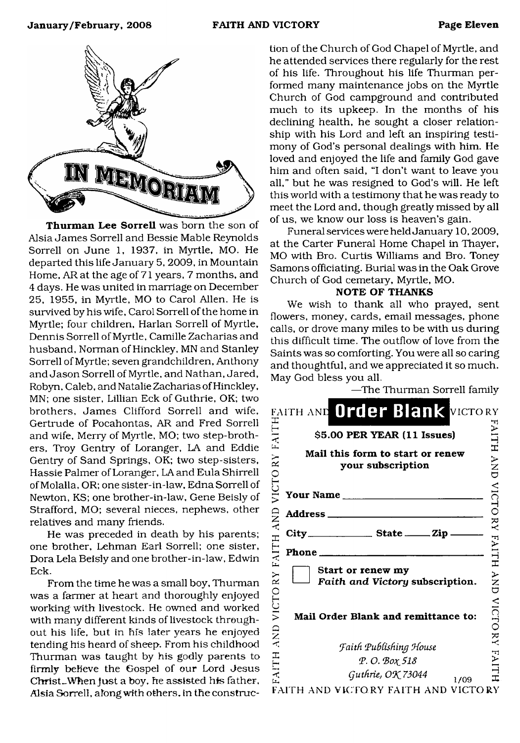# IN MEMORIAM

**Thurman Lee Sorrell** was born the son of Alsia James Sorrell and Bessie Mable Reynolds Sorrell on June 1, 1937, in Myrtle, MO. He departed this life January 5, 2009, in Mountain Home, AR at the age of 71 years, 7 months, and 4 days. He was united in marriage on December 25, 1955, in Myrtle, MO to Carol Allen. He is survived by his wife, Carol Sorrell of the home in Myrtle; four children, Harlan Sorrell of Myrtle, Dennis Sorrell of Myrtle, Camille Zacharias and husband, Norman of Hinckley, MN and Stanley Sorrell of Myrtle; seven grandchildren, Anthony and Jason Sorrell of Myrtle, and Nathan, Jared, Robyn, Caleb, and Natalie Zacharias of Hinckley, MN; one sister, Lillian Eck of Guthrie, OK; two brothers, James Clifford Sorrell and wife, Gertrude of Pocahontas, AR and Fred Sorrell and wife, Merry of Myrtle, MO; two step-brothers, Troy Gentry of Loranger, LA and Eddie Gentry of Sand Springs, OK; two step-sisters, Hassie Palmer of Loranger, LA and Eula Shirrell of Molalla, OR; one sister-in-law, Edna Sorrell of Newton, KS; one brother-in-law, Gene Beisly of Strafford, MO; several nieces, nephews, other relatives and many friends.

He was preceded in death by his parents; one brother, Lehman Earl Sorrell; one sister, Dora Lela Beisly and one brother-in-law, Edwin Eck.

From the time he was a small boy, Thurman was a farmer at heart and thoroughly enjoyed working with livestock. He owned and worked with many different kinds of livestock throughout his life, but in his later years he enjoyed tending his heard of sheep. From his childhood Thurman was taught by his godly parents to firmly believe the Gospel of our Lord Jesus Christ. When just a boy, he assisted his father, Alsia Sorrell, along with others, in the construction of the Church of God Chapel of Myrtle, and he attended services there regularly for the rest of his life. Throughout his life Thurman performed many maintenance jobs on the Myrtle Church of God campground and contributed much to its upkeep. In the months of his declining health, he sought a closer relationship with his Lord and left an inspiring testimony of God's personal dealings with him. He loved and enjoyed the life and family God gave him and often said, "I don't want to leave you all," but he was resigned to God's will. He left this world with a testimony that he was ready to meet the Lord and, though greatly missed by all of us, we know our loss is heaven's gain.

Funeral services were held January 10, 2009, at the Carter Funeral Home Chapel in Thayer, MO with Bro. Curtis Williams and Bro. Toney Samons officiating. Burial was in the Oak Grove Church of God cemetary, Myrtle, MO.

**NOTE OF THANKS**

We wish to thank all who prayed, sent flowers, money, cards, email messages, phone calls, or drove many miles to be with us during this difficult time. The outflow of love from the Saints was so comforting. You were all so caring and thoughtful, and we appreciated it so much. May God bless you all.

—The Thurman Sorrell family

## Order Blank

**$5.00 PER YEAR (11 Issues)**

**Mail this form to start or renew your subscription**

**Your Name** \_\_\_\_\_\_\_\_\_\_\_\_\_\_\_\_\_\_\_\_

**Address** \_\_\_\_\_\_\_\_\_\_\_\_\_\_\_\_\_\_\_\_

**City** \_\_\_\_\_\_\_\_ **State** \_\_\_\_ **Zip** \_\_\_\_

**Phone** \_\_\_\_\_\_\_\_\_\_\_\_\_\_\_\_\_\_\_\_

☐ **Start or renew my *Faith and Victory* subscription.**

**Mail Order Blank and remittance to:**

*Faith Publishing House*
*P. O. Box 518*
*Guthrie, OK 73044*

1/09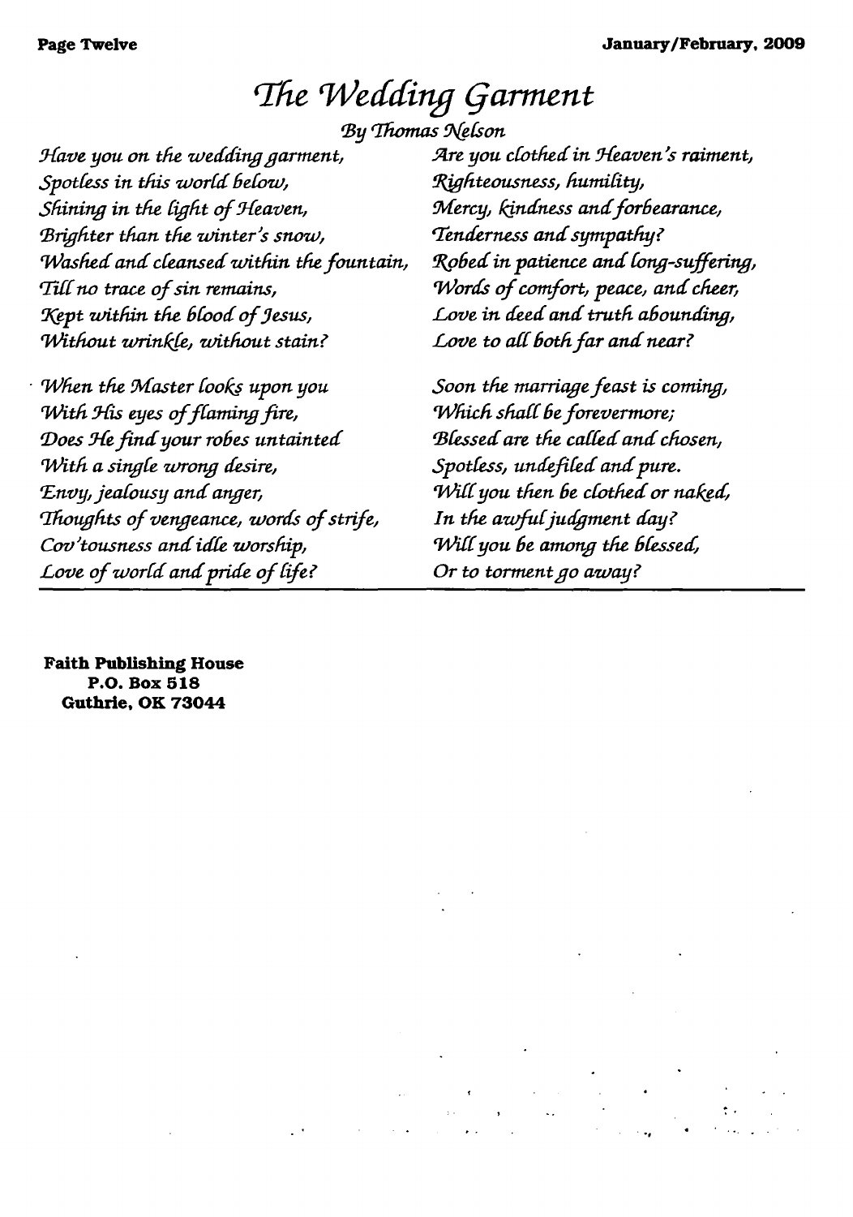# *The Wedding Garment*

*By Thomas Nelson*

*Have you on the wedding garment,*
*Spotless in this world below,*
*Shining in the light of Heaven,*
*Brighter than the winter's snow,*
*Washed and cleansed within the fountain,*
*Till no trace of sin remains,*
*Kept within the blood of Jesus,*
*Without wrinkle, without stain?*

*When the Master looks upon you*
*With His eyes of flaming fire,*
*Does He find your robes untainted*
*With a single wrong desire,*
*Envy, jealousy and anger,*
*Thoughts of vengeance, words of strife,*
*Cov'tousness and idle worship,*
*Love of world and pride of life?*

*Are you clothed in Heaven's raiment,*
*Righteousness, humility,*
*Mercy, kindness and forbearance,*
*Tenderness and sympathy?*
*Robed in patience and long-suffering,*
*Words of comfort, peace, and cheer,*
*Love in deed and truth abounding,*
*Love to all both far and near?*

*Soon the marriage feast is coming,*
*Which shall be forevermore;*
*Blessed are the called and chosen,*
*Spotless, undefiled and pure.*
*Will you then be clothed or naked,*
*In the awful judgment day?*
*Will you be among the blessed,*
*Or to torment go away?*

---

**Faith Publishing House**
**P.O. Box 518**
**Guthrie, OK 73044**